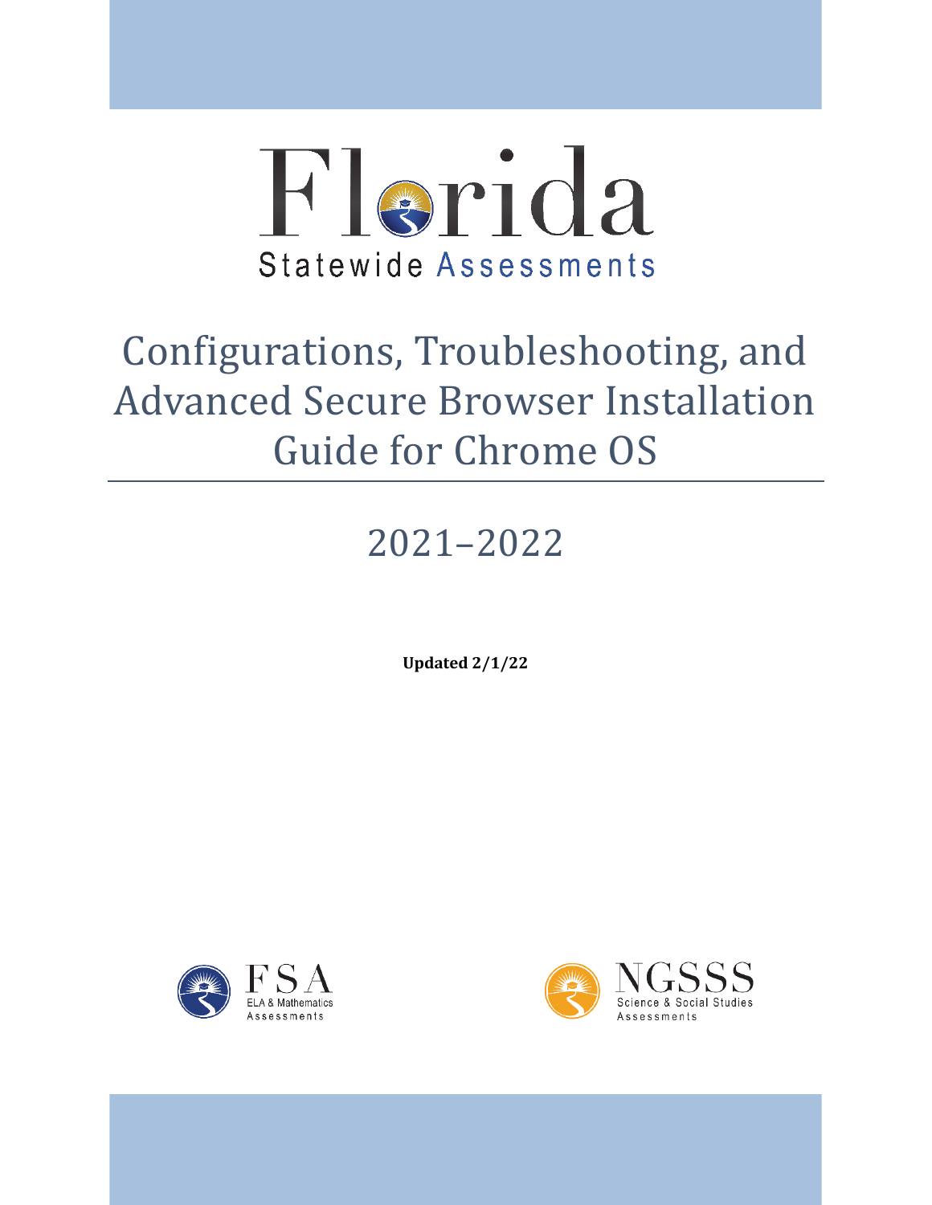Florida

Statewide Assessments

# Configurations, Troubleshooting, and Advanced Secure Browser Installation Guide for Chrome OS

## 2021–2022

**Updated 2/1/22**

FSA
ELA & Mathematics
Assessments

NGSSS
Science & Social Studies
Assessments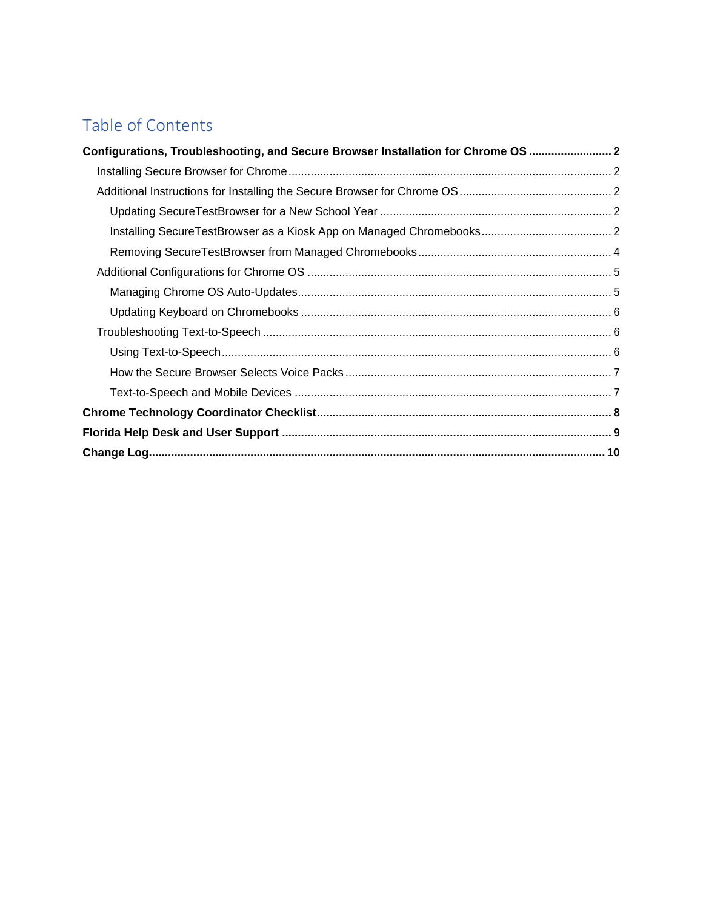# Table of Contents

**Configurations, Troubleshooting, and Secure Browser Installation for Chrome OS .......................... 2**

- Installing Secure Browser for Chrome ..................................................................................................... 2
- Additional Instructions for Installing the Secure Browser for Chrome OS ................................................ 2
  - Updating SecureTestBrowser for a New School Year ........................................................................ 2
  - Installing SecureTestBrowser as a Kiosk App on Managed Chromebooks ......................................... 2
  - Removing SecureTestBrowser from Managed Chromebooks ............................................................ 4
- Additional Configurations for Chrome OS ................................................................................................ 5
  - Managing Chrome OS Auto-Updates .................................................................................................. 5
  - Updating Keyboard on Chromebooks ................................................................................................. 6
- Troubleshooting Text-to-Speech ............................................................................................................. 6
  - Using Text-to-Speech .......................................................................................................................... 6
  - How the Secure Browser Selects Voice Packs ................................................................................... 7
  - Text-to-Speech and Mobile Devices ................................................................................................... 7

**Chrome Technology Coordinator Checklist ............................................................................................ 8**

**Florida Help Desk and User Support ...................................................................................................... 9**

**Change Log .............................................................................................................................................. 10**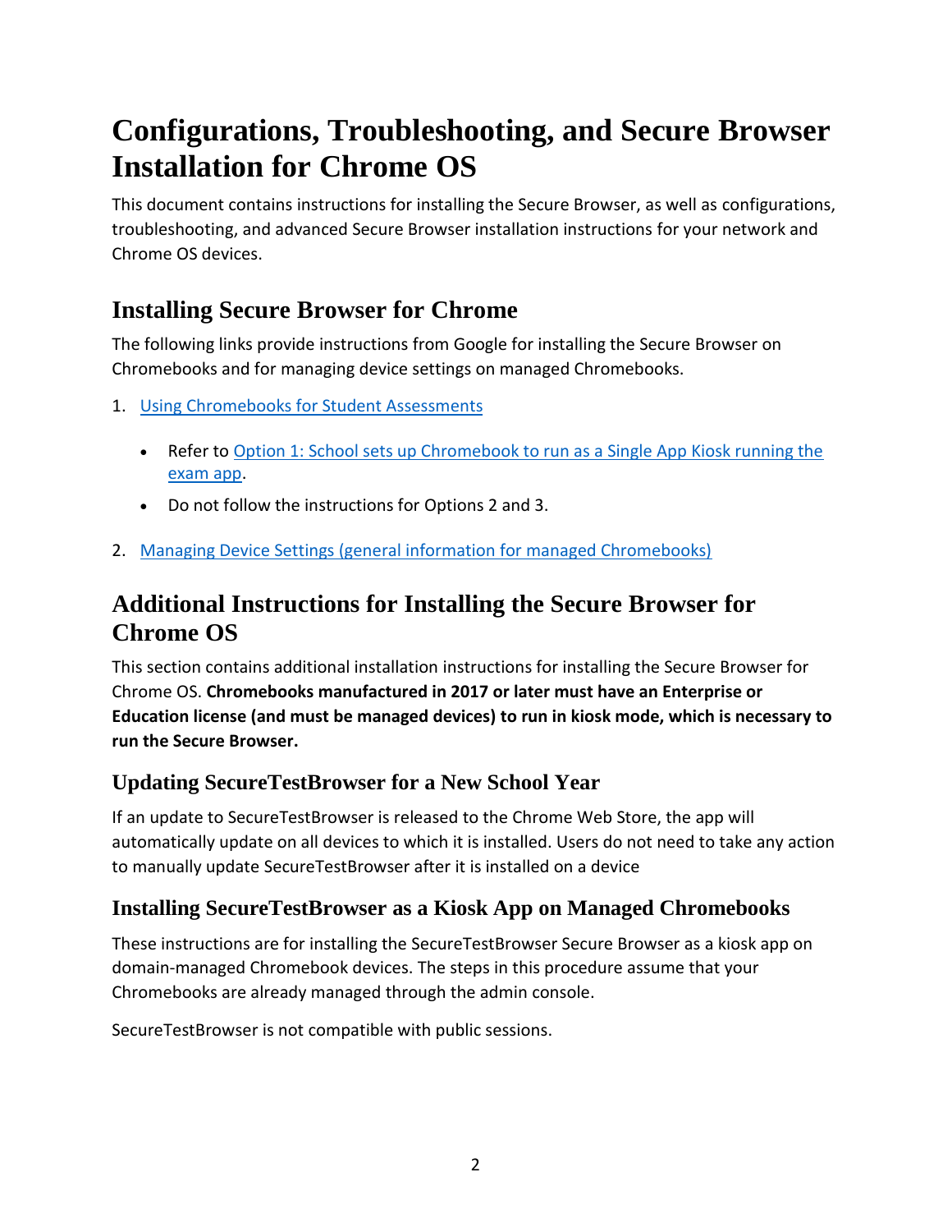# Configurations, Troubleshooting, and Secure Browser Installation for Chrome OS

This document contains instructions for installing the Secure Browser, as well as configurations, troubleshooting, and advanced Secure Browser installation instructions for your network and Chrome OS devices.

## Installing Secure Browser for Chrome

The following links provide instructions from Google for installing the Secure Browser on Chromebooks and for managing device settings on managed Chromebooks.

1. Using Chromebooks for Student Assessments
   - Refer to Option 1: School sets up Chromebook to run as a Single App Kiosk running the exam app.
   - Do not follow the instructions for Options 2 and 3.
2. Managing Device Settings (general information for managed Chromebooks)

## Additional Instructions for Installing the Secure Browser for Chrome OS

This section contains additional installation instructions for installing the Secure Browser for Chrome OS. **Chromebooks manufactured in 2017 or later must have an Enterprise or Education license (and must be managed devices) to run in kiosk mode, which is necessary to run the Secure Browser.**

### Updating SecureTestBrowser for a New School Year

If an update to SecureTestBrowser is released to the Chrome Web Store, the app will automatically update on all devices to which it is installed. Users do not need to take any action to manually update SecureTestBrowser after it is installed on a device

### Installing SecureTestBrowser as a Kiosk App on Managed Chromebooks

These instructions are for installing the SecureTestBrowser Secure Browser as a kiosk app on domain-managed Chromebook devices. The steps in this procedure assume that your Chromebooks are already managed through the admin console.

SecureTestBrowser is not compatible with public sessions.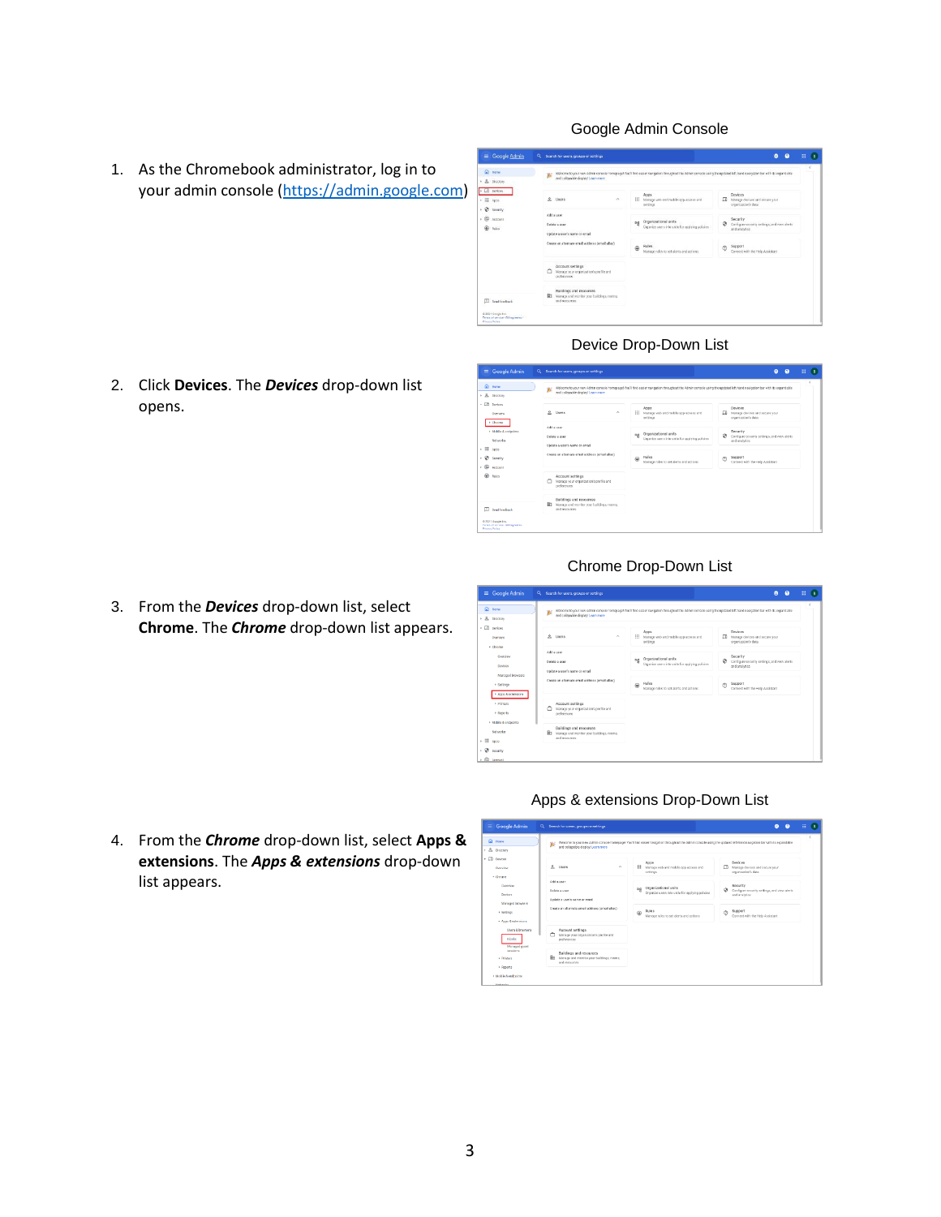Google Admin Console

1. As the Chromebook administrator, log in to your admin console ([https://admin.google.com](https://admin.google.com))

Device Drop-Down List

2. Click **Devices**. The ***Devices*** drop-down list opens.

Chrome Drop-Down List

3. From the ***Devices*** drop-down list, select **Chrome**. The ***Chrome*** drop-down list appears.

Apps & extensions Drop-Down List

4. From the ***Chrome*** drop-down list, select **Apps & extensions**. The ***Apps & extensions*** drop-down list appears.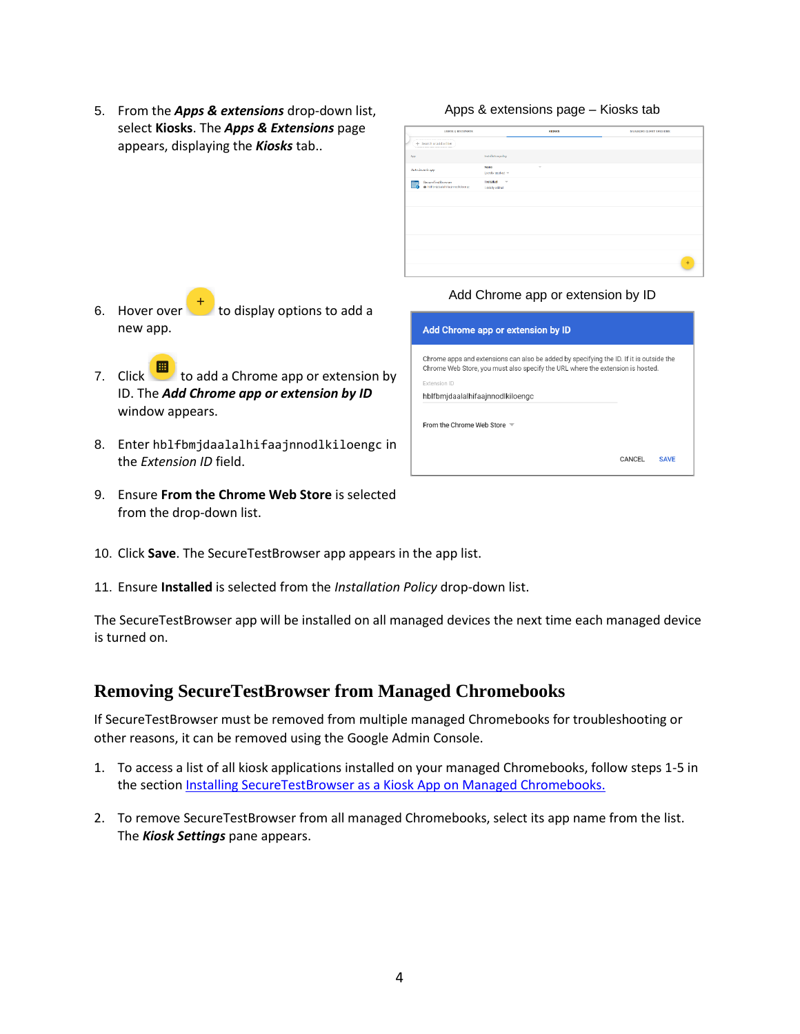5. From the ***Apps & extensions*** drop-down list, select **Kiosks**. The ***Apps & Extensions*** page appears, displaying the ***Kiosks*** tab..

Apps & extensions page – Kiosks tab

6. Hover over [+] to display options to add a new app.

Add Chrome app or extension by ID

7. Click [icon] to add a Chrome app or extension by ID. The ***Add Chrome app or extension by ID*** window appears.

8. Enter `hblfbmjdaalalhifaajnnodlkiloengc` in the *Extension ID* field.

9. Ensure **From the Chrome Web Store** is selected from the drop-down list.

10. Click **Save**. The SecureTestBrowser app appears in the app list.

11. Ensure **Installed** is selected from the *Installation Policy* drop-down list.

The SecureTestBrowser app will be installed on all managed devices the next time each managed device is turned on.

## Removing SecureTestBrowser from Managed Chromebooks

If SecureTestBrowser must be removed from multiple managed Chromebooks for troubleshooting or other reasons, it can be removed using the Google Admin Console.

1. To access a list of all kiosk applications installed on your managed Chromebooks, follow steps 1-5 in the section Installing SecureTestBrowser as a Kiosk App on Managed Chromebooks.

2. To remove SecureTestBrowser from all managed Chromebooks, select its app name from the list. The ***Kiosk Settings*** pane appears.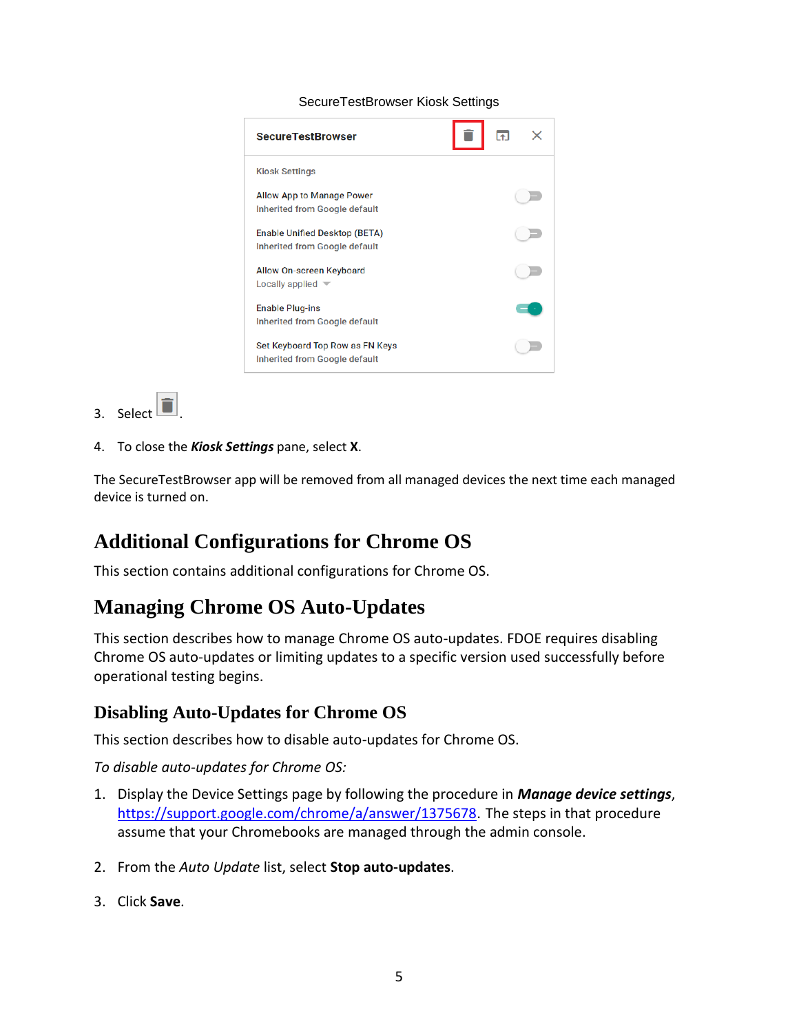SecureTestBrowser Kiosk Settings

3. Select .

4. To close the ***Kiosk Settings*** pane, select **X**.

The SecureTestBrowser app will be removed from all managed devices the next time each managed device is turned on.

# Additional Configurations for Chrome OS

This section contains additional configurations for Chrome OS.

# Managing Chrome OS Auto-Updates

This section describes how to manage Chrome OS auto-updates. FDOE requires disabling Chrome OS auto-updates or limiting updates to a specific version used successfully before operational testing begins.

## Disabling Auto-Updates for Chrome OS

This section describes how to disable auto-updates for Chrome OS.

*To disable auto-updates for Chrome OS:*

1. Display the Device Settings page by following the procedure in ***Manage device settings***, https://support.google.com/chrome/a/answer/1375678. The steps in that procedure assume that your Chromebooks are managed through the admin console.

2. From the *Auto Update* list, select **Stop auto-updates**.

3. Click **Save**.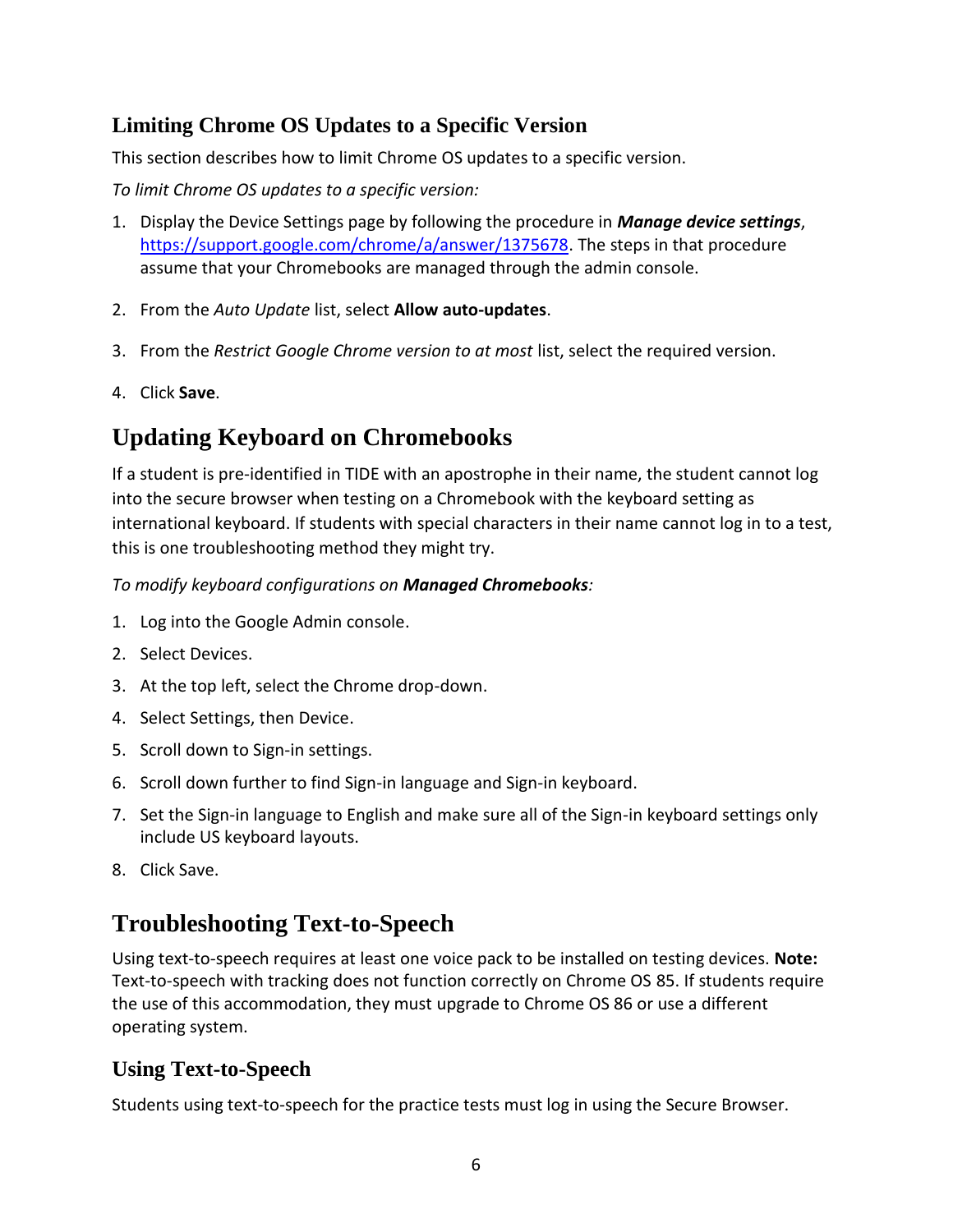### Limiting Chrome OS Updates to a Specific Version

This section describes how to limit Chrome OS updates to a specific version.

*To limit Chrome OS updates to a specific version:*

1. Display the Device Settings page by following the procedure in ***Manage device settings***, https://support.google.com/chrome/a/answer/1375678. The steps in that procedure assume that your Chromebooks are managed through the admin console.
2. From the *Auto Update* list, select **Allow auto-updates**.
3. From the *Restrict Google Chrome version to at most* list, select the required version.
4. Click **Save**.

## Updating Keyboard on Chromebooks

If a student is pre-identified in TIDE with an apostrophe in their name, the student cannot log into the secure browser when testing on a Chromebook with the keyboard setting as international keyboard. If students with special characters in their name cannot log in to a test, this is one troubleshooting method they might try.

*To modify keyboard configurations on **Managed Chromebooks**:*

1. Log into the Google Admin console.
2. Select Devices.
3. At the top left, select the Chrome drop-down.
4. Select Settings, then Device.
5. Scroll down to Sign-in settings.
6. Scroll down further to find Sign-in language and Sign-in keyboard.
7. Set the Sign-in language to English and make sure all of the Sign-in keyboard settings only include US keyboard layouts.
8. Click Save.

## Troubleshooting Text-to-Speech

Using text-to-speech requires at least one voice pack to be installed on testing devices. **Note:** Text-to-speech with tracking does not function correctly on Chrome OS 85. If students require the use of this accommodation, they must upgrade to Chrome OS 86 or use a different operating system.

### Using Text-to-Speech

Students using text-to-speech for the practice tests must log in using the Secure Browser.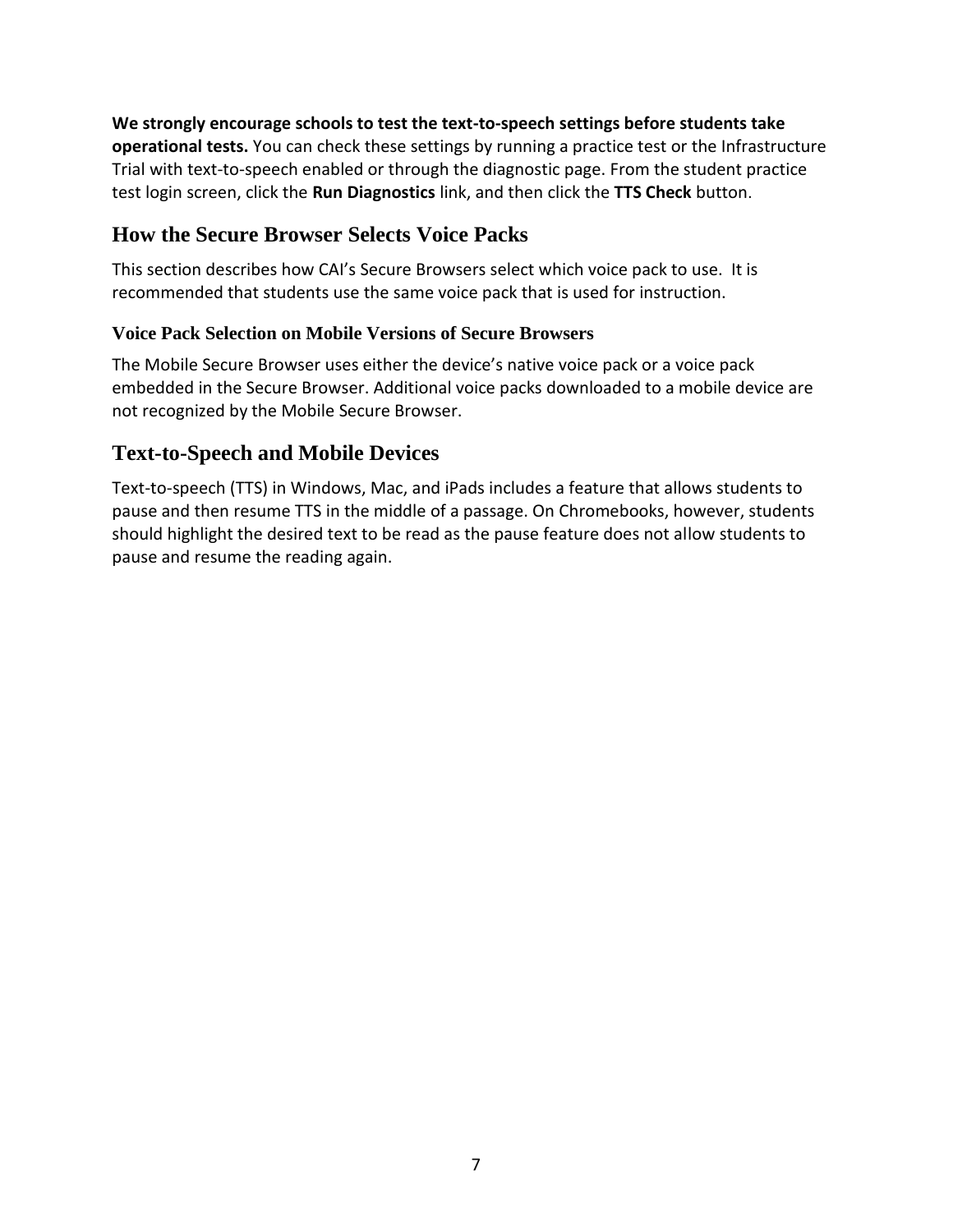**We strongly encourage schools to test the text-to-speech settings before students take operational tests.** You can check these settings by running a practice test or the Infrastructure Trial with text-to-speech enabled or through the diagnostic page. From the student practice test login screen, click the **Run Diagnostics** link, and then click the **TTS Check** button.

## How the Secure Browser Selects Voice Packs

This section describes how CAI's Secure Browsers select which voice pack to use. It is recommended that students use the same voice pack that is used for instruction.

### Voice Pack Selection on Mobile Versions of Secure Browsers

The Mobile Secure Browser uses either the device's native voice pack or a voice pack embedded in the Secure Browser. Additional voice packs downloaded to a mobile device are not recognized by the Mobile Secure Browser.

## Text-to-Speech and Mobile Devices

Text-to-speech (TTS) in Windows, Mac, and iPads includes a feature that allows students to pause and then resume TTS in the middle of a passage. On Chromebooks, however, students should highlight the desired text to be read as the pause feature does not allow students to pause and resume the reading again.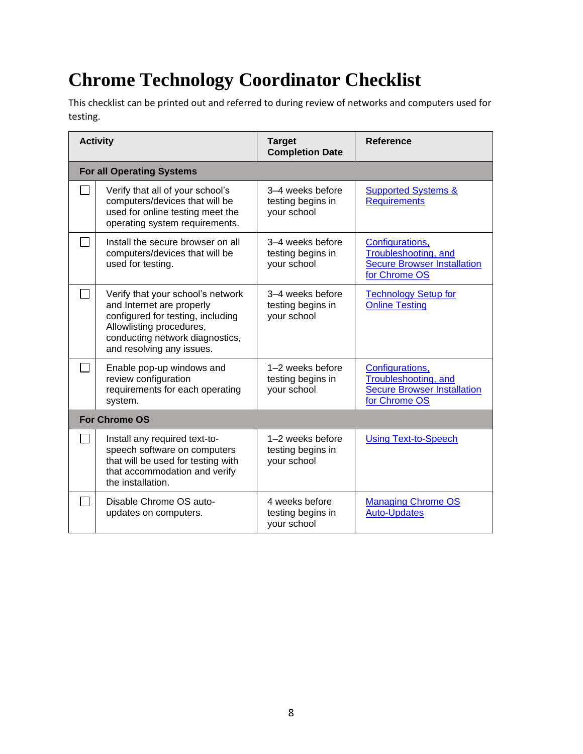# Chrome Technology Coordinator Checklist

This checklist can be printed out and referred to during review of networks and computers used for testing.

| | Activity | Target Completion Date | Reference |
|---|---|---|---|
| **For all Operating Systems** | | | |
| ☐ | Verify that all of your school's computers/devices that will be used for online testing meet the operating system requirements. | 3–4 weeks before testing begins in your school | Supported Systems & Requirements |
| ☐ | Install the secure browser on all computers/devices that will be used for testing. | 3–4 weeks before testing begins in your school | Configurations, Troubleshooting, and Secure Browser Installation for Chrome OS |
| ☐ | Verify that your school's network and Internet are properly configured for testing, including Allowlisting procedures, conducting network diagnostics, and resolving any issues. | 3–4 weeks before testing begins in your school | Technology Setup for Online Testing |
| ☐ | Enable pop-up windows and review configuration requirements for each operating system. | 1–2 weeks before testing begins in your school | Configurations, Troubleshooting, and Secure Browser Installation for Chrome OS |
| **For Chrome OS** | | | |
| ☐ | Install any required text-to-speech software on computers that will be used for testing with that accommodation and verify the installation. | 1–2 weeks before testing begins in your school | Using Text-to-Speech |
| ☐ | Disable Chrome OS auto-updates on computers. | 4 weeks before testing begins in your school | Managing Chrome OS Auto-Updates |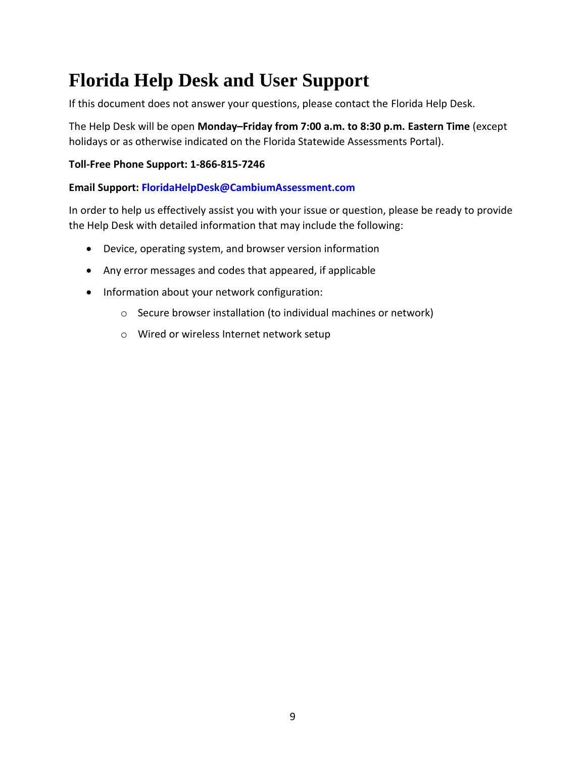# Florida Help Desk and User Support

If this document does not answer your questions, please contact the Florida Help Desk.

The Help Desk will be open **Monday–Friday from 7:00 a.m. to 8:30 p.m. Eastern Time** (except holidays or as otherwise indicated on the Florida Statewide Assessments Portal).

**Toll-Free Phone Support: 1-866-815-7246**

**Email Support: FloridaHelpDesk@CambiumAssessment.com**

In order to help us effectively assist you with your issue or question, please be ready to provide the Help Desk with detailed information that may include the following:

- Device, operating system, and browser version information
- Any error messages and codes that appeared, if applicable
- Information about your network configuration:
    - Secure browser installation (to individual machines or network)
    - Wired or wireless Internet network setup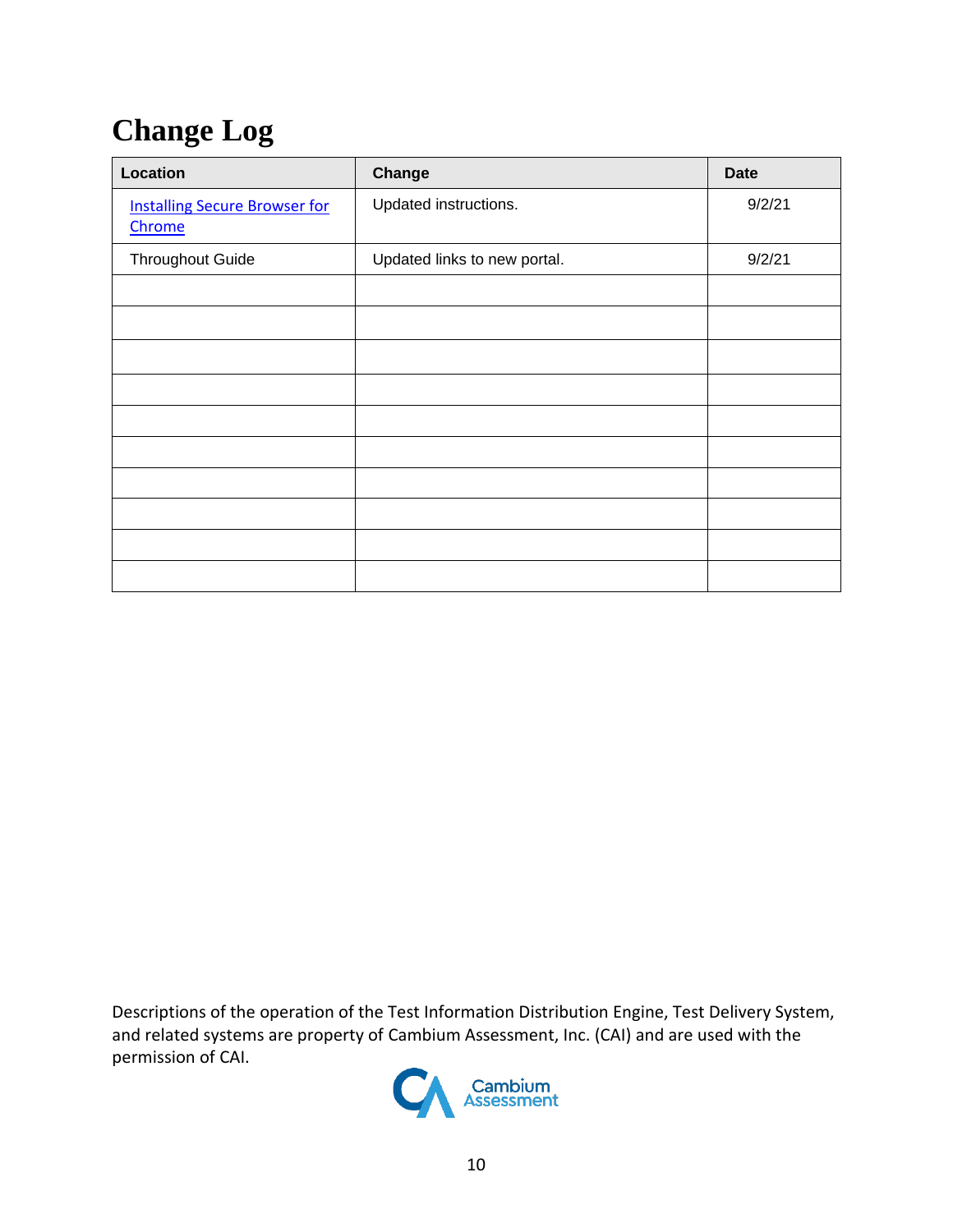# Change Log

| Location | Change | Date |
|---|---|---|
| Installing Secure Browser for Chrome | Updated instructions. | 9/2/21 |
| Throughout Guide | Updated links to new portal. | 9/2/21 |
| | | |
| | | |
| | | |
| | | |
| | | |
| | | |
| | | |
| | | |
| | | |
| | | |

Descriptions of the operation of the Test Information Distribution Engine, Test Delivery System, and related systems are property of Cambium Assessment, Inc. (CAI) and are used with the permission of CAI.

Cambium Assessment